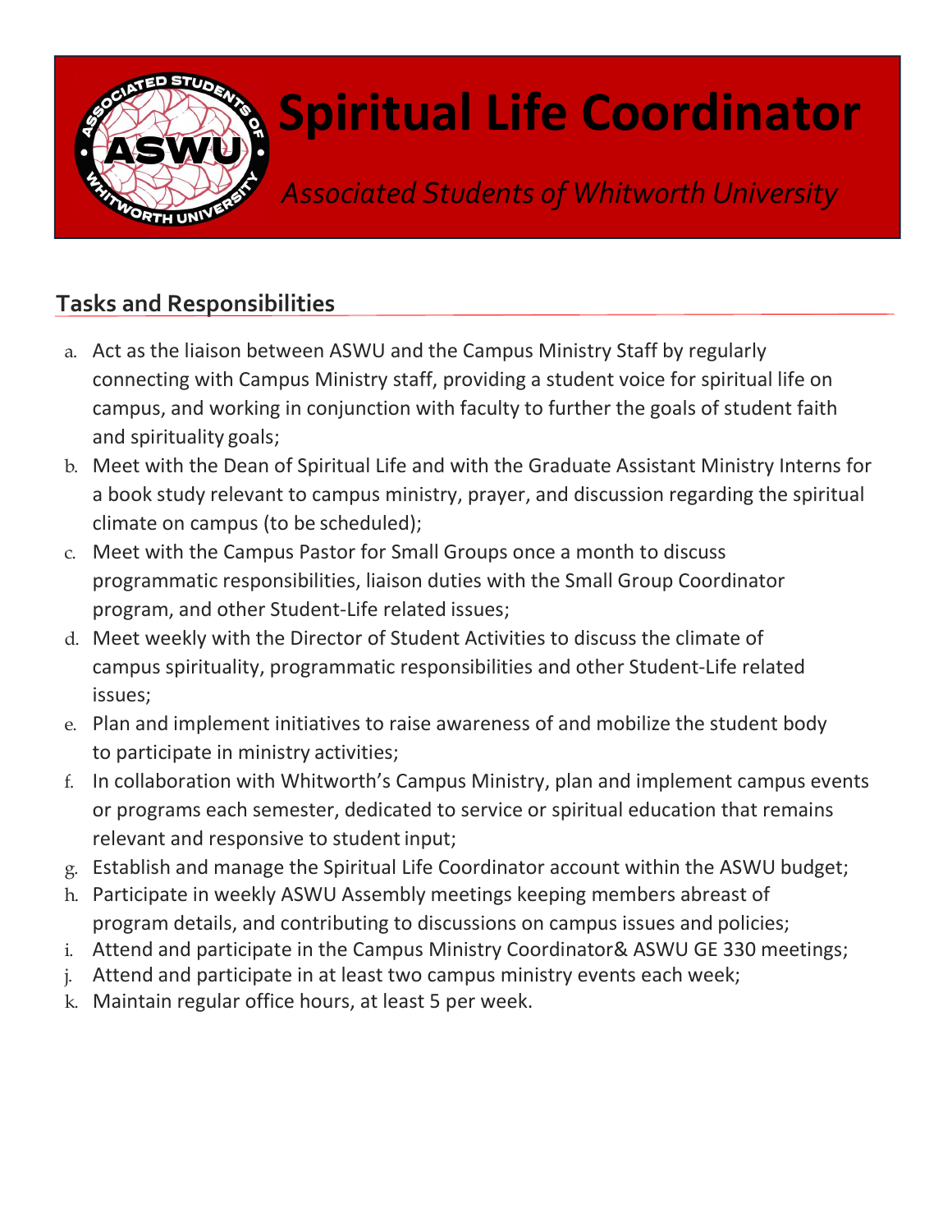# Spiritual Life Coordinator

*Associated Students of Whitworth University*

## Tasks and Responsibilities

a. Act as the liaison between ASWU and the Campus Ministry Staff by regularly connecting with Campus Ministry staff, providing a student voice for spiritual life on campus, and working in conjunction with faculty to further the goals of student faith and spirituality goals;
b. Meet with the Dean of Spiritual Life and with the Graduate Assistant Ministry Interns for a book study relevant to campus ministry, prayer, and discussion regarding the spiritual climate on campus (to be scheduled);
c. Meet with the Campus Pastor for Small Groups once a month to discuss programmatic responsibilities, liaison duties with the Small Group Coordinator program, and other Student-Life related issues;
d. Meet weekly with the Director of Student Activities to discuss the climate of campus spirituality, programmatic responsibilities and other Student-Life related issues;
e. Plan and implement initiatives to raise awareness of and mobilize the student body to participate in ministry activities;
f. In collaboration with Whitworth's Campus Ministry, plan and implement campus events or programs each semester, dedicated to service or spiritual education that remains relevant and responsive to student input;
g. Establish and manage the Spiritual Life Coordinator account within the ASWU budget;
h. Participate in weekly ASWU Assembly meetings keeping members abreast of program details, and contributing to discussions on campus issues and policies;
i. Attend and participate in the Campus Ministry Coordinator& ASWU GE 330 meetings;
j. Attend and participate in at least two campus ministry events each week;
k. Maintain regular office hours, at least 5 per week.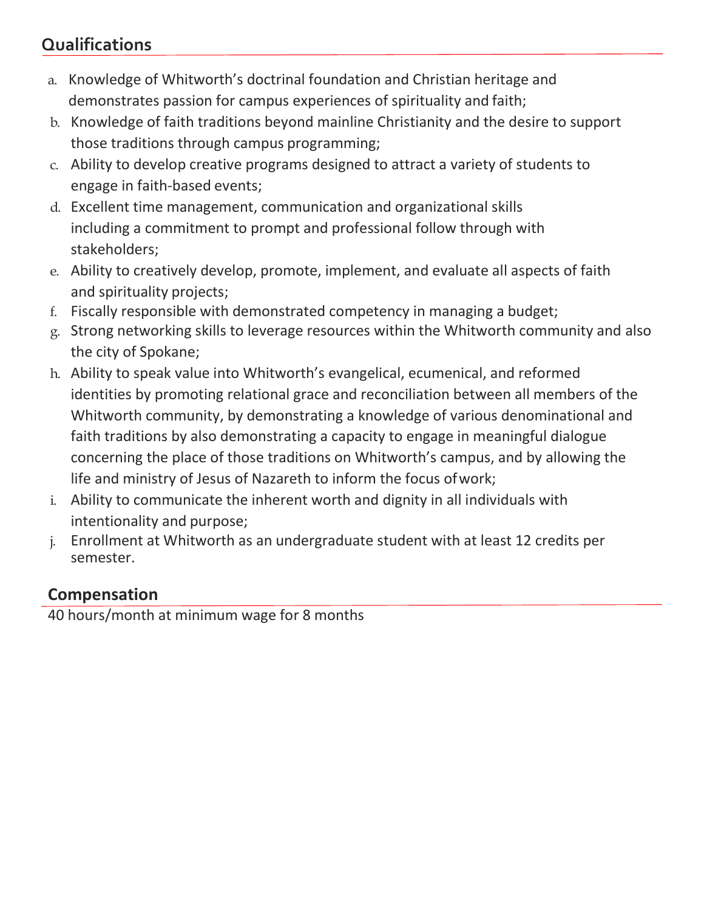## Qualifications

a. Knowledge of Whitworth's doctrinal foundation and Christian heritage and demonstrates passion for campus experiences of spirituality and faith;
b. Knowledge of faith traditions beyond mainline Christianity and the desire to support those traditions through campus programming;
c. Ability to develop creative programs designed to attract a variety of students to engage in faith-based events;
d. Excellent time management, communication and organizational skills including a commitment to prompt and professional follow through with stakeholders;
e. Ability to creatively develop, promote, implement, and evaluate all aspects of faith and spirituality projects;
f. Fiscally responsible with demonstrated competency in managing a budget;
g. Strong networking skills to leverage resources within the Whitworth community and also the city of Spokane;
h. Ability to speak value into Whitworth's evangelical, ecumenical, and reformed identities by promoting relational grace and reconciliation between all members of the Whitworth community, by demonstrating a knowledge of various denominational and faith traditions by also demonstrating a capacity to engage in meaningful dialogue concerning the place of those traditions on Whitworth's campus, and by allowing the life and ministry of Jesus of Nazareth to inform the focus of work;
i. Ability to communicate the inherent worth and dignity in all individuals with intentionality and purpose;
j. Enrollment at Whitworth as an undergraduate student with at least 12 credits per semester.

## Compensation

40 hours/month at minimum wage for 8 months